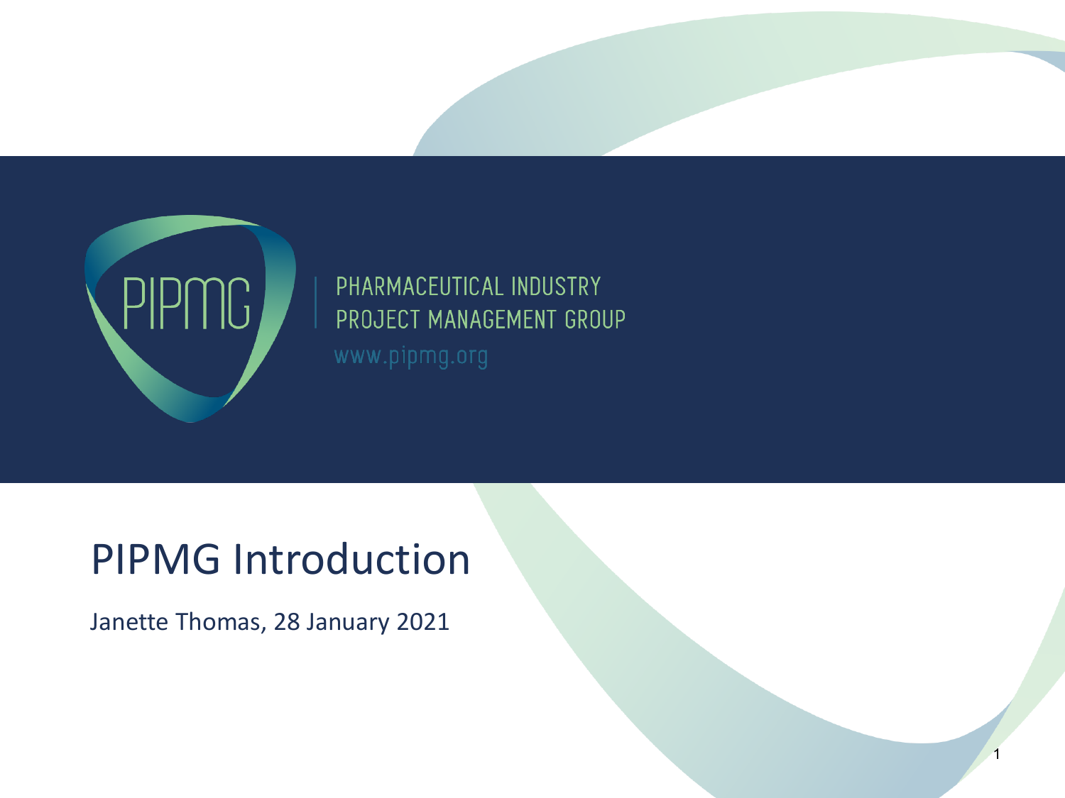PIPMG

PHARMACEUTICAL INDUSTRY
PROJECT MANAGEMENT GROUP
www.pipmg.org

# PIPMG Introduction

Janette Thomas, 28 January 2021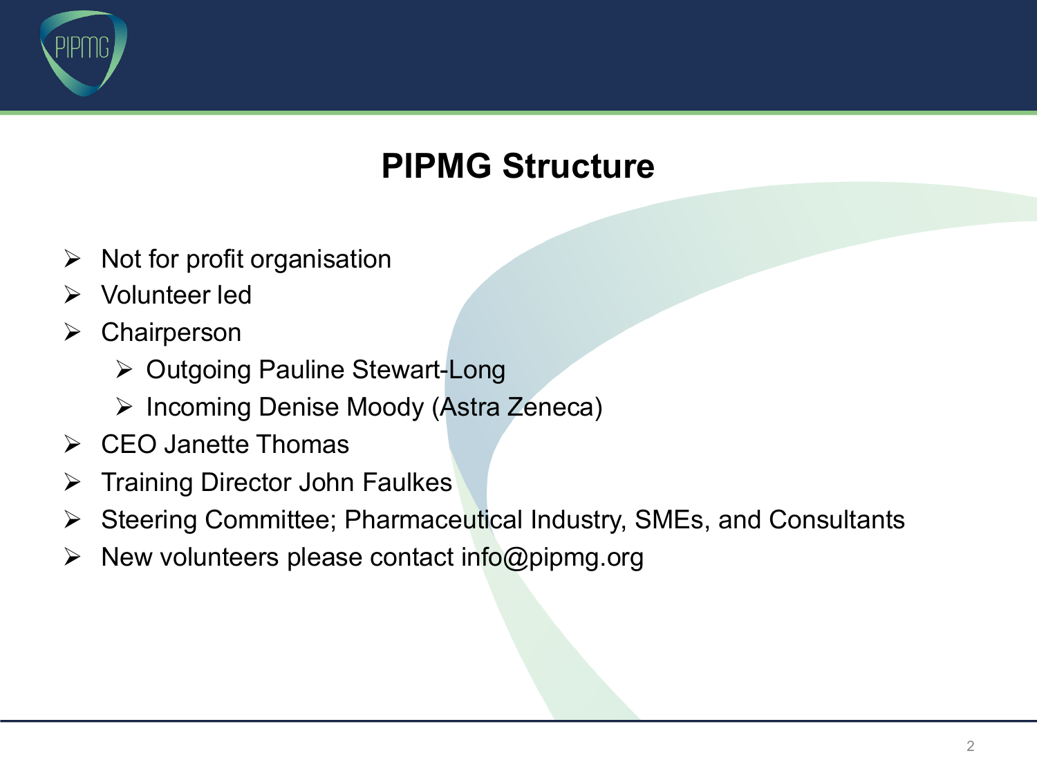# PIPMG Structure

- Not for profit organisation
- Volunteer led
- Chairperson
  - Outgoing Pauline Stewart-Long
  - Incoming Denise Moody (Astra Zeneca)
- CEO Janette Thomas
- Training Director John Faulkes
- Steering Committee; Pharmaceutical Industry, SMEs, and Consultants
- New volunteers please contact info@pipmg.org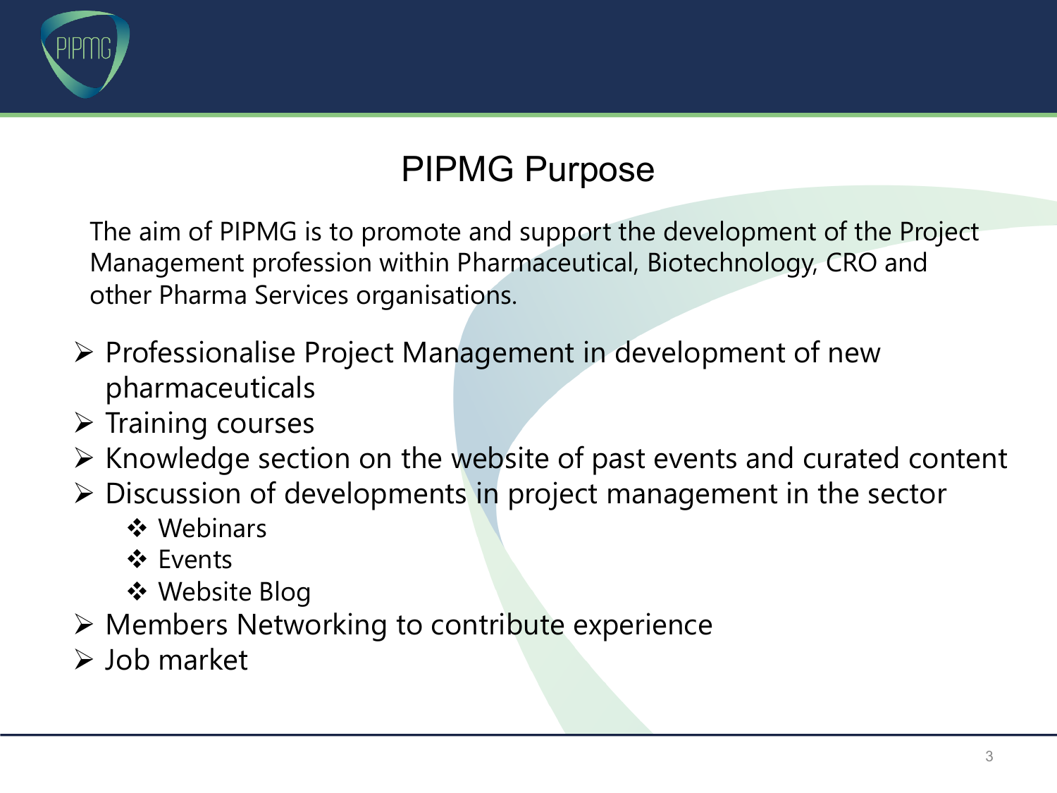# PIPMG Purpose

The aim of PIPMG is to promote and support the development of the Project Management profession within Pharmaceutical, Biotechnology, CRO and other Pharma Services organisations.

- Professionalise Project Management in development of new pharmaceuticals
- Training courses
- Knowledge section on the website of past events and curated content
- Discussion of developments in project management in the sector
  - Webinars
  - Events
  - Website Blog
- Members Networking to contribute experience
- Job market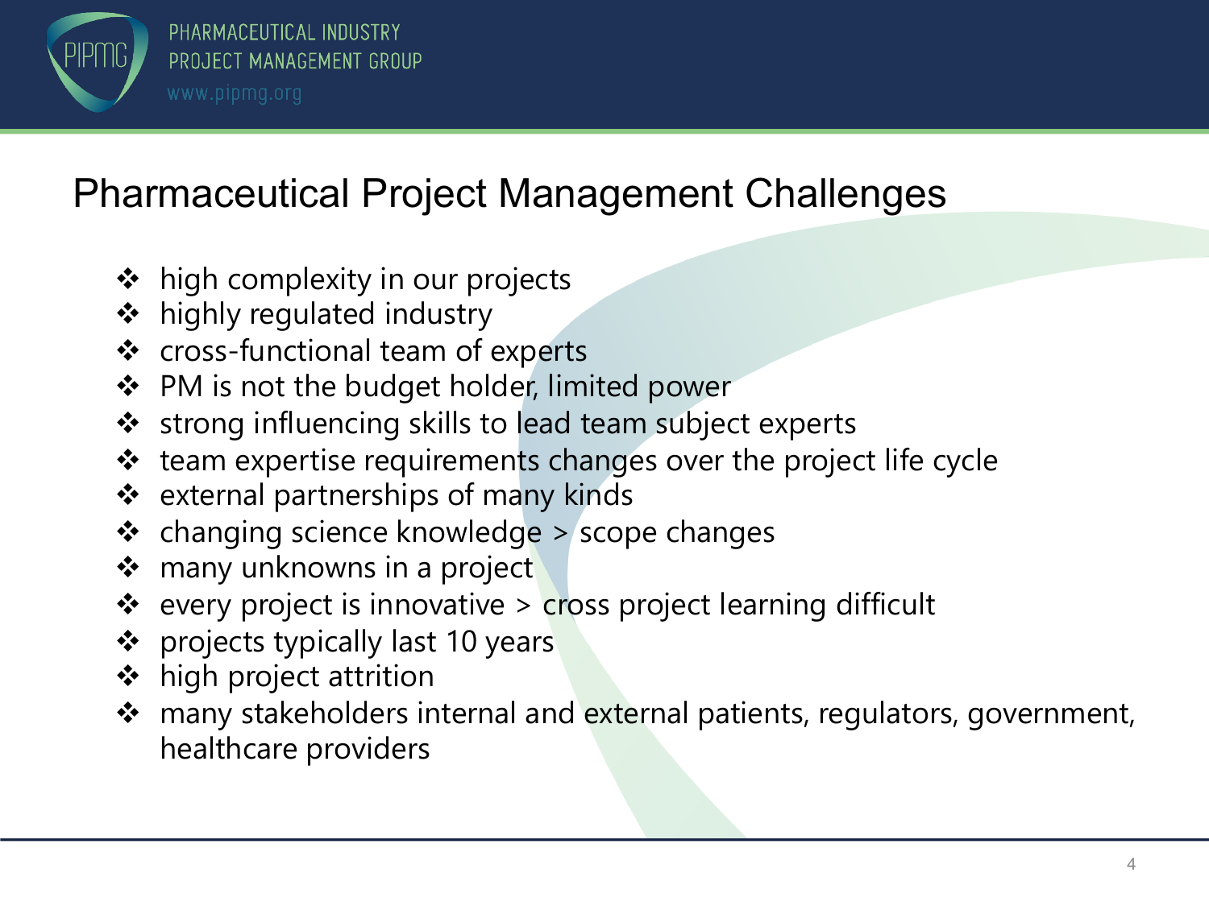# Pharmaceutical Project Management Challenges

- high complexity in our projects
- highly regulated industry
- cross-functional team of experts
- PM is not the budget holder, limited power
- strong influencing skills to lead team subject experts
- team expertise requirements changes over the project life cycle
- external partnerships of many kinds
- changing science knowledge > scope changes
- many unknowns in a project
- every project is innovative > cross project learning difficult
- projects typically last 10 years
- high project attrition
- many stakeholders internal and external patients, regulators, government, healthcare providers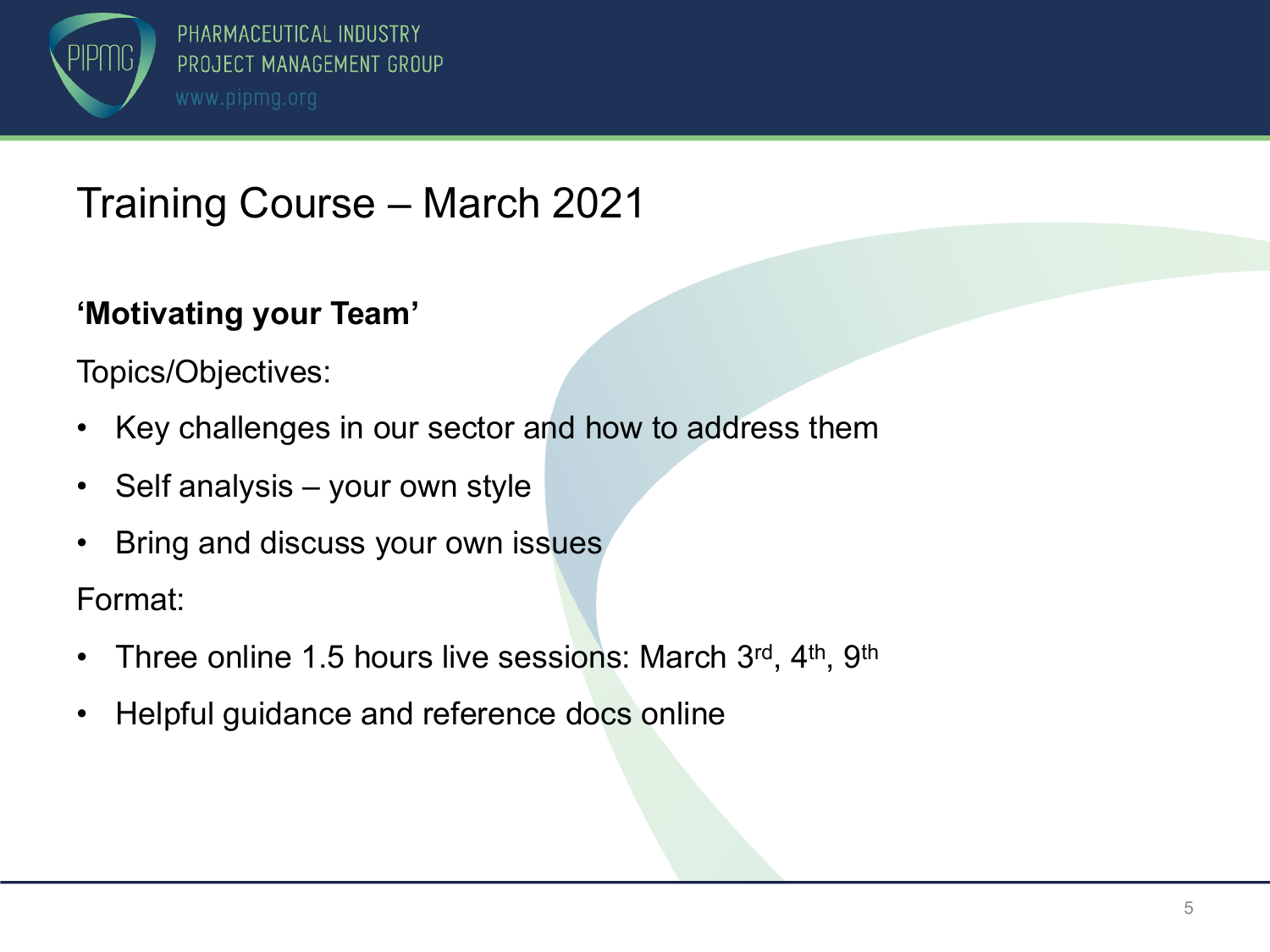# Training Course – March 2021

**'Motivating your Team'**

Topics/Objectives:

- Key challenges in our sector and how to address them
- Self analysis – your own style
- Bring and discuss your own issues

Format:

- Three online 1.5 hours live sessions: March 3rd, 4th, 9th
- Helpful guidance and reference docs online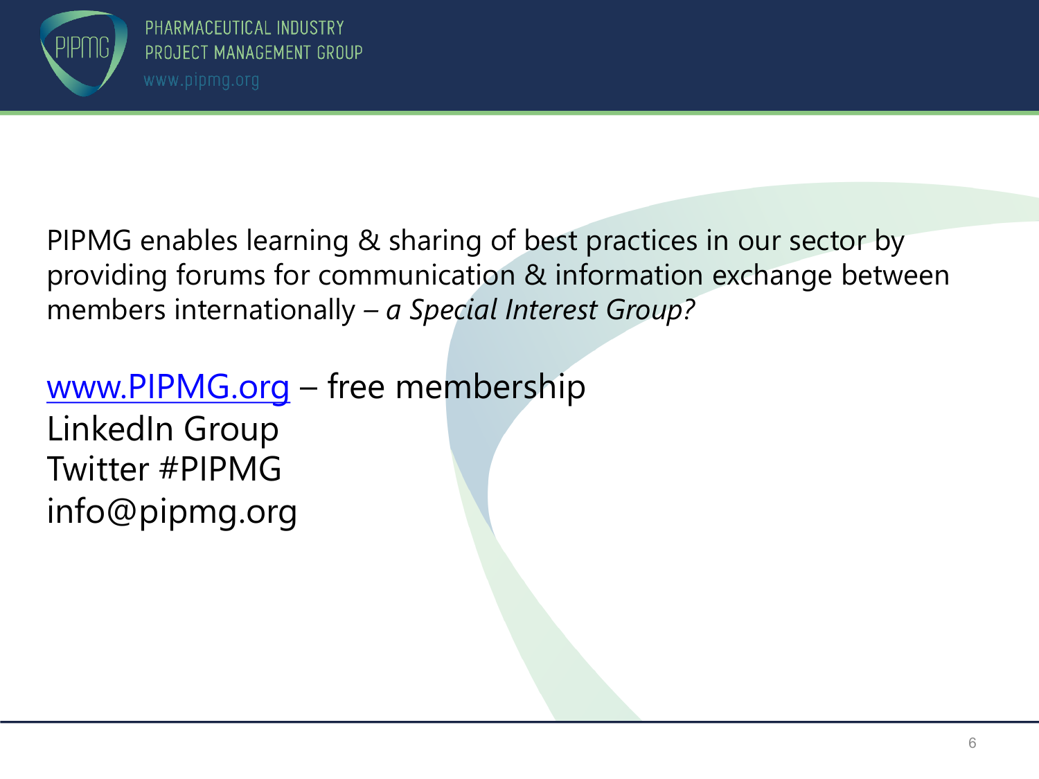PIPMG enables learning & sharing of best practices in our sector by providing forums for communication & information exchange between members internationally – *a Special Interest Group?*

[www.PIPMG.org](http://www.PIPMG.org) – free membership
LinkedIn Group
Twitter #PIPMG
info@pipmg.org